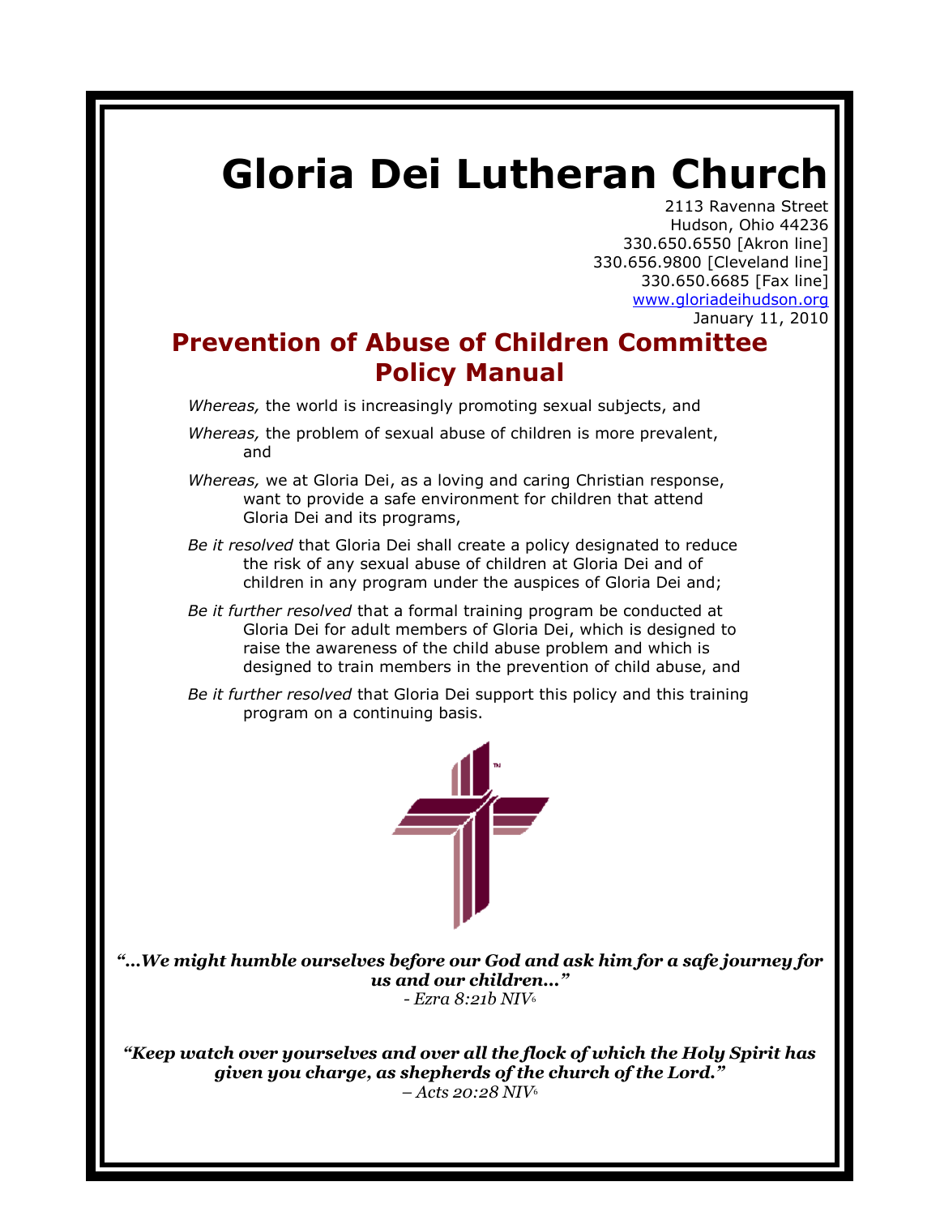# Gloria Dei Lutheran Church

2113 Ravenna Street
Hudson, Ohio 44236
330.650.6550 [Akron line]
330.656.9800 [Cleveland line]
330.650.6685 [Fax line]
www.gloriadeihudson.org
January 11, 2010

## Prevention of Abuse of Children Committee Policy Manual

*Whereas,* the world is increasingly promoting sexual subjects, and

*Whereas,* the problem of sexual abuse of children is more prevalent, and

*Whereas,* we at Gloria Dei, as a loving and caring Christian response, want to provide a safe environment for children that attend Gloria Dei and its programs,

*Be it resolved* that Gloria Dei shall create a policy designated to reduce the risk of any sexual abuse of children at Gloria Dei and of children in any program under the auspices of Gloria Dei and;

*Be it further resolved* that a formal training program be conducted at Gloria Dei for adult members of Gloria Dei, which is designed to raise the awareness of the child abuse problem and which is designed to train members in the prevention of child abuse, and

*Be it further resolved* that Gloria Dei support this policy and this training program on a continuing basis.

***"…We might humble ourselves before our God and ask him for a safe journey for us and our children…"***
*- Ezra 8:21b NIV*[6]

***"Keep watch over yourselves and over all the flock of which the Holy Spirit has given you charge, as shepherds of the church of the Lord."***
*– Acts 20:28 NIV*[6]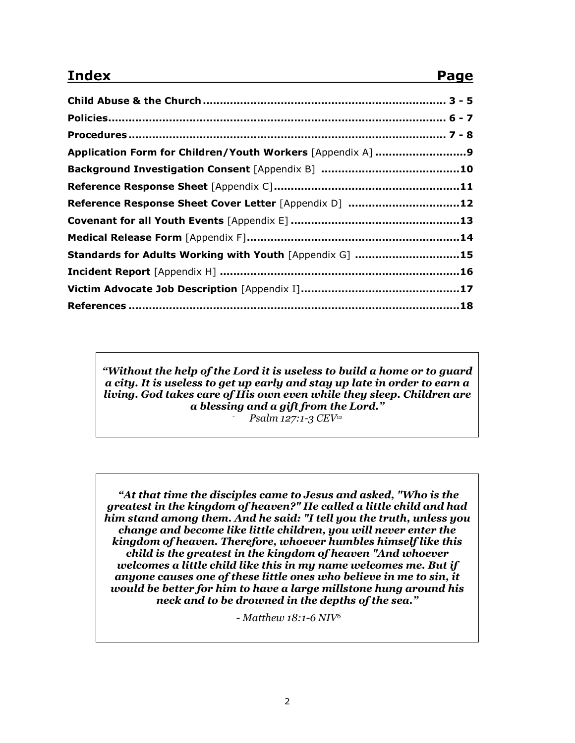## Index — Page

| Section | Page |
|---|---|
| **Child Abuse & the Church** | **3 - 5** |
| **Policies** | **6 - 7** |
| **Procedures** | **7 - 8** |
| **Application Form for Children/Youth Workers** [Appendix A] | **9** |
| **Background Investigation Consent** [Appendix B] | **10** |
| **Reference Response Sheet** [Appendix C] | **11** |
| **Reference Response Sheet Cover Letter** [Appendix D] | **12** |
| **Covenant for all Youth Events** [Appendix E] | **13** |
| **Medical Release Form** [Appendix F] | **14** |
| **Standards for Adults Working with Youth** [Appendix G] | **15** |
| **Incident Report** [Appendix H] | **16** |
| **Victim Advocate Job Description** [Appendix I] | **17** |
| **References** | **18** |

***"Without the help of the Lord it is useless to build a home or to guard a city. It is useless to get up early and stay up late in order to earn a living. God takes care of His own even while they sleep. Children are a blessing and a gift from the Lord."***

- *Psalm 127:1-3 CEV*[12]

***"At that time the disciples came to Jesus and asked, "Who is the greatest in the kingdom of heaven?" He called a little child and had him stand among them. And he said: "I tell you the truth, unless you change and become like little children, you will never enter the kingdom of heaven. Therefore, whoever humbles himself like this child is the greatest in the kingdom of heaven "And whoever welcomes a little child like this in my name welcomes me. But if anyone causes one of these little ones who believe in me to sin, it would be better for him to have a large millstone hung around his neck and to be drowned in the depths of the sea."***

*- Matthew 18:1-6 NIV*[6]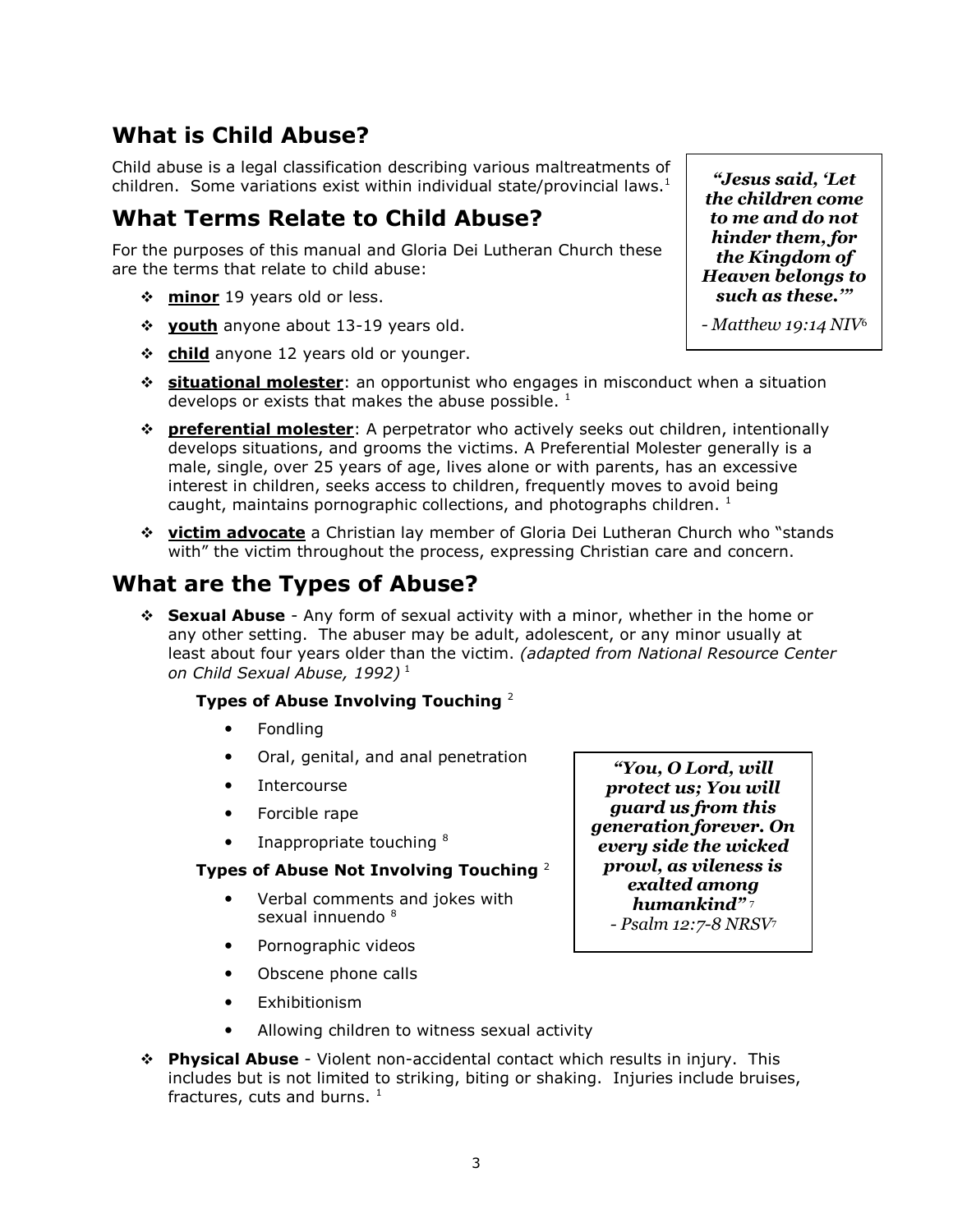## What is Child Abuse?

Child abuse is a legal classification describing various maltreatments of children. Some variations exist within individual state/provincial laws.[1]

> ***"Jesus said, 'Let the children come to me and do not hinder them, for the Kingdom of Heaven belongs to such as these.'"***
>
> *- Matthew 19:14 NIV*[6]

## What Terms Relate to Child Abuse?

For the purposes of this manual and Gloria Dei Lutheran Church these are the terms that relate to child abuse:

- **minor** 19 years old or less.
- **youth** anyone about 13-19 years old.
- **child** anyone 12 years old or younger.
- **situational molester**: an opportunist who engages in misconduct when a situation develops or exists that makes the abuse possible. [1]
- **preferential molester**: A perpetrator who actively seeks out children, intentionally develops situations, and grooms the victims. A Preferential Molester generally is a male, single, over 25 years of age, lives alone or with parents, has an excessive interest in children, seeks access to children, frequently moves to avoid being caught, maintains pornographic collections, and photographs children. [1]
- **victim advocate** a Christian lay member of Gloria Dei Lutheran Church who "stands with" the victim throughout the process, expressing Christian care and concern.

## What are the Types of Abuse?

- **Sexual Abuse** - Any form of sexual activity with a minor, whether in the home or any other setting. The abuser may be adult, adolescent, or any minor usually at least about four years older than the victim. *(adapted from National Resource Center on Child Sexual Abuse, 1992)* [1]

  **Types of Abuse Involving Touching** [2]

  - Fondling
  - Oral, genital, and anal penetration
  - Intercourse
  - Forcible rape
  - Inappropriate touching [8]

  **Types of Abuse Not Involving Touching** [2]

  - Verbal comments and jokes with sexual innuendo [8]
  - Pornographic videos
  - Obscene phone calls
  - Exhibitionism
  - Allowing children to witness sexual activity

> ***"You, O Lord, will protect us; You will guard us from this generation forever. On every side the wicked prowl, as vileness is exalted among humankind"*** [7]
>
> *- Psalm 12:7-8 NRSV*[7]

- **Physical Abuse** - Violent non-accidental contact which results in injury. This includes but is not limited to striking, biting or shaking. Injuries include bruises, fractures, cuts and burns. [1]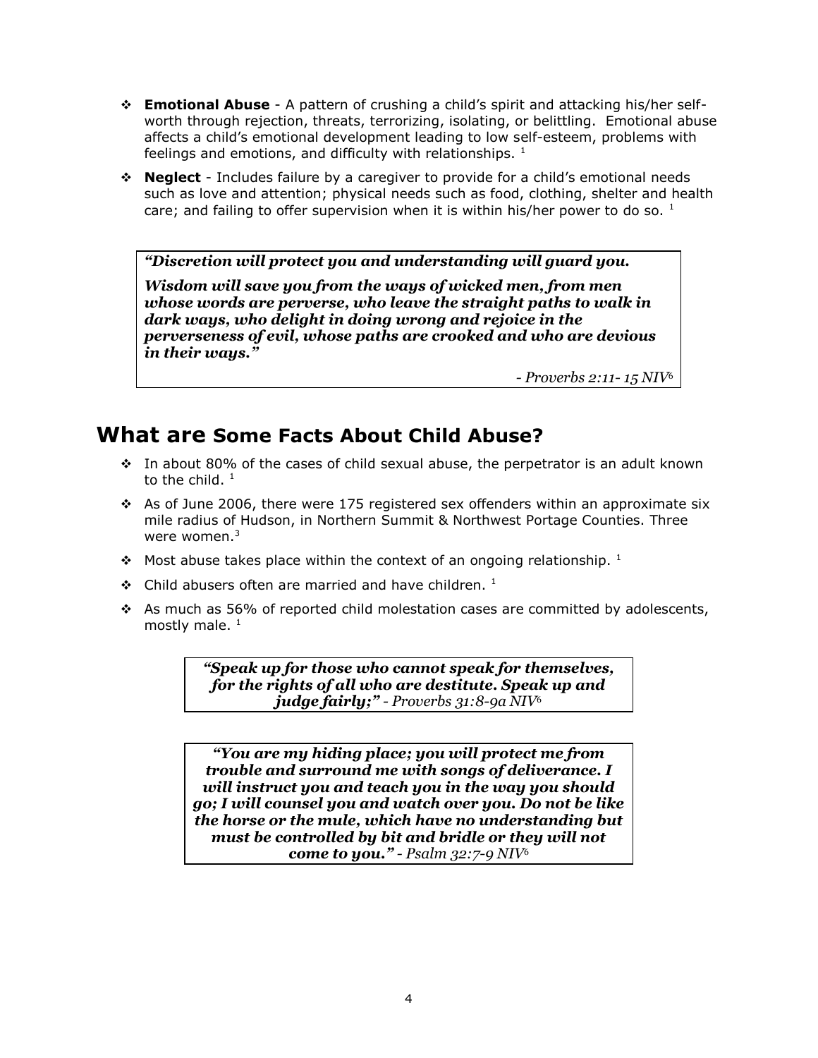- **Emotional Abuse** - A pattern of crushing a child's spirit and attacking his/her self-worth through rejection, threats, terrorizing, isolating, or belittling. Emotional abuse affects a child's emotional development leading to low self-esteem, problems with feelings and emotions, and difficulty with relationships. [1]
- **Neglect** - Includes failure by a caregiver to provide for a child's emotional needs such as love and attention; physical needs such as food, clothing, shelter and health care; and failing to offer supervision when it is within his/her power to do so. [1]

> ***"Discretion will protect you and understanding will guard you.***
>
> ***Wisdom will save you from the ways of wicked men, from men whose words are perverse, who leave the straight paths to walk in dark ways, who delight in doing wrong and rejoice in the perverseness of evil, whose paths are crooked and who are devious in their ways."***
>
> *- Proverbs 2:11- 15 NIV*[6]

## What are Some Facts About Child Abuse?

- In about 80% of the cases of child sexual abuse, the perpetrator is an adult known to the child. [1]
- As of June 2006, there were 175 registered sex offenders within an approximate six mile radius of Hudson, in Northern Summit & Northwest Portage Counties. Three were women.[3]
- Most abuse takes place within the context of an ongoing relationship. [1]
- Child abusers often are married and have children. [1]
- As much as 56% of reported child molestation cases are committed by adolescents, mostly male. [1]

> ***"Speak up for those who cannot speak for themselves, for the rights of all who are destitute. Speak up and judge fairly;"*** *- Proverbs 31:8-9a NIV*[6]

> ***"You are my hiding place; you will protect me from trouble and surround me with songs of deliverance. I will instruct you and teach you in the way you should go; I will counsel you and watch over you. Do not be like the horse or the mule, which have no understanding but must be controlled by bit and bridle or they will not come to you."*** *- Psalm 32:7-9 NIV*[6]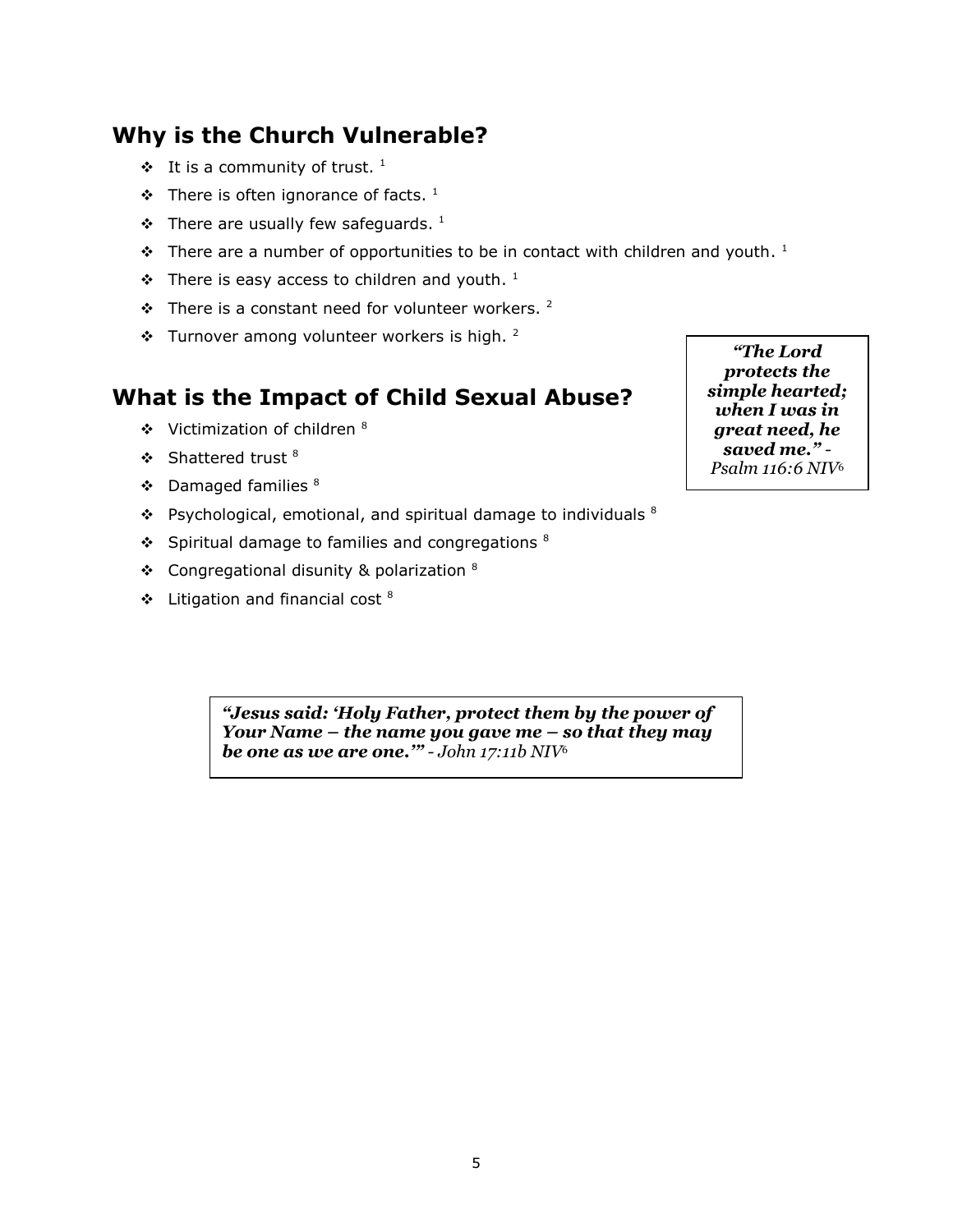## Why is the Church Vulnerable?

- It is a community of trust. [1]
- There is often ignorance of facts. [1]
- There are usually few safeguards. [1]
- There are a number of opportunities to be in contact with children and youth. [1]
- There is easy access to children and youth. [1]
- There is a constant need for volunteer workers. [2]
- Turnover among volunteer workers is high. [2]

## What is the Impact of Child Sexual Abuse?

- Victimization of children [8]
- Shattered trust [8]
- Damaged families [8]
- Psychological, emotional, and spiritual damage to individuals [8]
- Spiritual damage to families and congregations [8]
- Congregational disunity & polarization [8]
- Litigation and financial cost [8]

***"The Lord protects the simple hearted; when I was in great need, he saved me."*** *- Psalm 116:6 NIV*[6]

***"Jesus said: 'Holy Father, protect them by the power of Your Name – the name you gave me – so that they may be one as we are one.'"*** *- John 17:11b NIV*[6]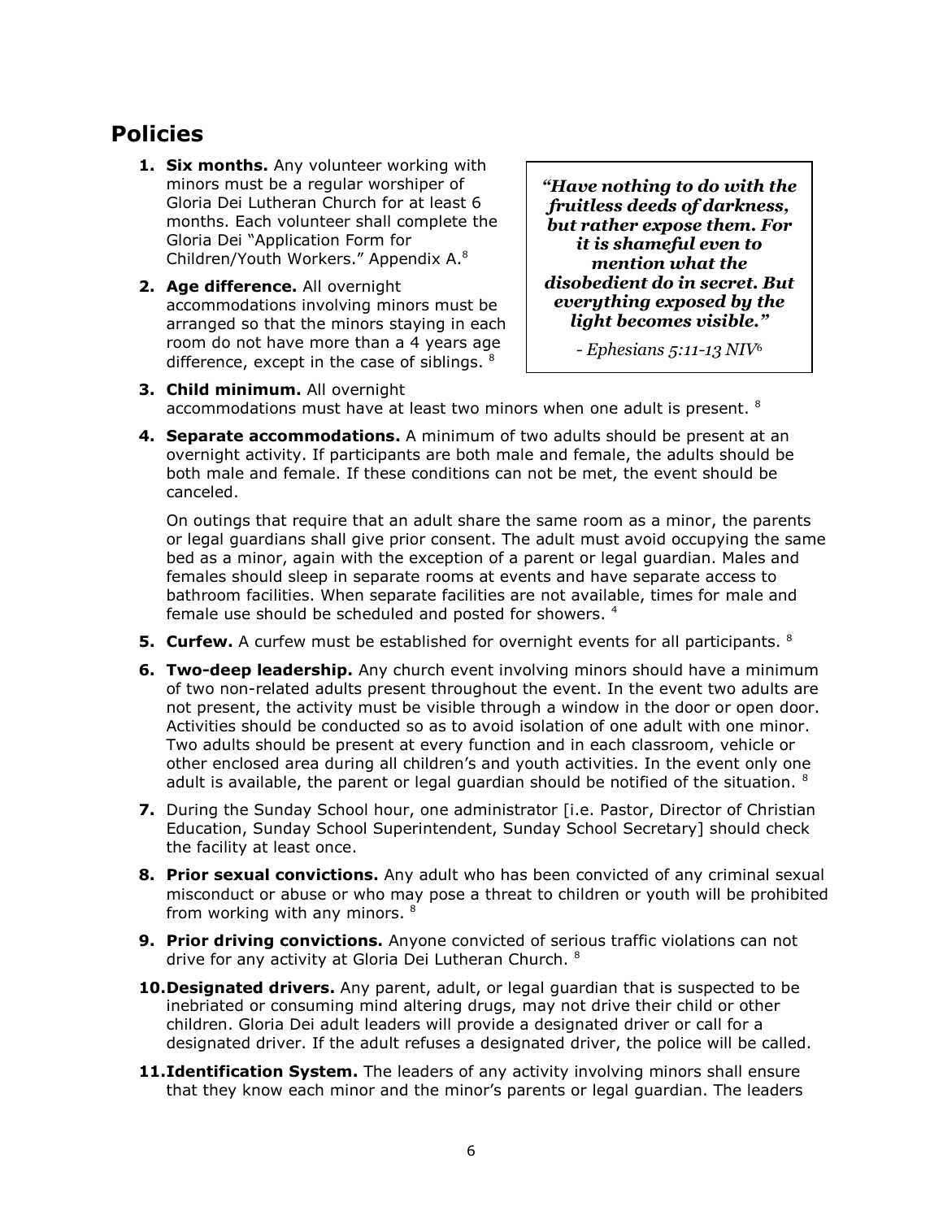## Policies

> ***"Have nothing to do with the fruitless deeds of darkness, but rather expose them. For it is shameful even to mention what the disobedient do in secret. But everything exposed by the light becomes visible."***
>
> *- Ephesians 5:11-13 NIV*[6]

1. **Six months.** Any volunteer working with minors must be a regular worshiper of Gloria Dei Lutheran Church for at least 6 months. Each volunteer shall complete the Gloria Dei "Application Form for Children/Youth Workers." Appendix A.[8]
2. **Age difference.** All overnight accommodations involving minors must be arranged so that the minors staying in each room do not have more than a 4 years age difference, except in the case of siblings. [8]
3. **Child minimum.** All overnight accommodations must have at least two minors when one adult is present. [8]
4. **Separate accommodations.** A minimum of two adults should be present at an overnight activity. If participants are both male and female, the adults should be both male and female. If these conditions can not be met, the event should be canceled.

   On outings that require that an adult share the same room as a minor, the parents or legal guardians shall give prior consent. The adult must avoid occupying the same bed as a minor, again with the exception of a parent or legal guardian. Males and females should sleep in separate rooms at events and have separate access to bathroom facilities. When separate facilities are not available, times for male and female use should be scheduled and posted for showers. [4]
5. **Curfew.** A curfew must be established for overnight events for all participants. [8]
6. **Two-deep leadership.** Any church event involving minors should have a minimum of two non-related adults present throughout the event. In the event two adults are not present, the activity must be visible through a window in the door or open door. Activities should be conducted so as to avoid isolation of one adult with one minor. Two adults should be present at every function and in each classroom, vehicle or other enclosed area during all children's and youth activities. In the event only one adult is available, the parent or legal guardian should be notified of the situation. [8]
7. During the Sunday School hour, one administrator [i.e. Pastor, Director of Christian Education, Sunday School Superintendent, Sunday School Secretary] should check the facility at least once.
8. **Prior sexual convictions.** Any adult who has been convicted of any criminal sexual misconduct or abuse or who may pose a threat to children or youth will be prohibited from working with any minors. [8]
9. **Prior driving convictions.** Anyone convicted of serious traffic violations can not drive for any activity at Gloria Dei Lutheran Church. [8]
10. **Designated drivers.** Any parent, adult, or legal guardian that is suspected to be inebriated or consuming mind altering drugs, may not drive their child or other children. Gloria Dei adult leaders will provide a designated driver or call for a designated driver. If the adult refuses a designated driver, the police will be called.
11. **Identification System.** The leaders of any activity involving minors shall ensure that they know each minor and the minor's parents or legal guardian. The leaders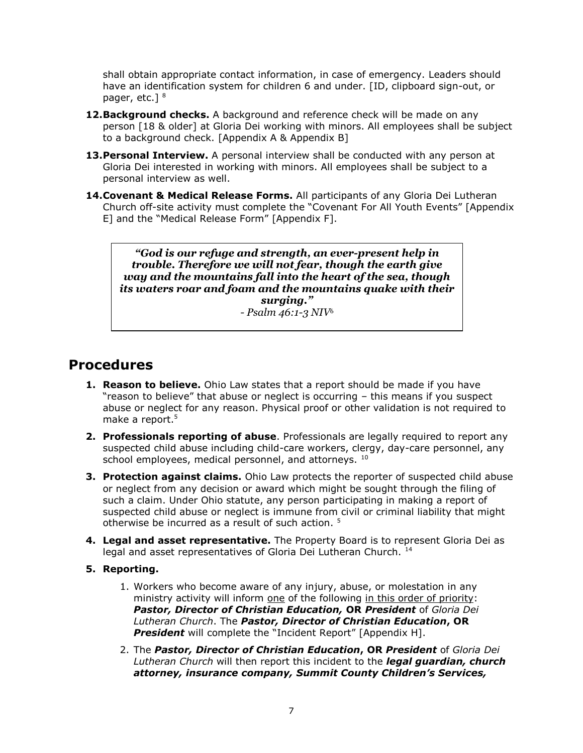shall obtain appropriate contact information, in case of emergency. Leaders should have an identification system for children 6 and under. [ID, clipboard sign-out, or pager, etc.] [8]

12. **Background checks.** A background and reference check will be made on any person [18 & older] at Gloria Dei working with minors. All employees shall be subject to a background check. [Appendix A & Appendix B]

13. **Personal Interview.** A personal interview shall be conducted with any person at Gloria Dei interested in working with minors. All employees shall be subject to a personal interview as well.

14. **Covenant & Medical Release Forms.** All participants of any Gloria Dei Lutheran Church off-site activity must complete the "Covenant For All Youth Events" [Appendix E] and the "Medical Release Form" [Appendix F].

> ***"God is our refuge and strength, an ever-present help in trouble. Therefore we will not fear, though the earth give way and the mountains fall into the heart of the sea, though its waters roar and foam and the mountains quake with their surging."***
> *- Psalm 46:1-3 NIV*[6]

## Procedures

1. **Reason to believe.** Ohio Law states that a report should be made if you have "reason to believe" that abuse or neglect is occurring – this means if you suspect abuse or neglect for any reason. Physical proof or other validation is not required to make a report.[5]

2. **Professionals reporting of abuse**. Professionals are legally required to report any suspected child abuse including child-care workers, clergy, day-care personnel, any school employees, medical personnel, and attorneys. [10]

3. **Protection against claims.** Ohio Law protects the reporter of suspected child abuse or neglect from any decision or award which might be sought through the filing of such a claim. Under Ohio statute, any person participating in making a report of suspected child abuse or neglect is immune from civil or criminal liability that might otherwise be incurred as a result of such action. [5]

4. **Legal and asset representative.** The Property Board is to represent Gloria Dei as legal and asset representatives of Gloria Dei Lutheran Church. [14]

5. **Reporting.**

    1. Workers who become aware of any injury, abuse, or molestation in any ministry activity will inform <u>one</u> of the following <u>in this order of priority</u>: ***Pastor, Director of Christian Education,* OR *President*** of *Gloria Dei Lutheran Church*. The ***Pastor, Director of Christian Education*, OR *President*** will complete the "Incident Report" [Appendix H].

    2. The ***Pastor, Director of Christian Education*, OR *President*** of *Gloria Dei Lutheran Church* will then report this incident to the ***legal guardian, church attorney, insurance company, Summit County Children's Services,***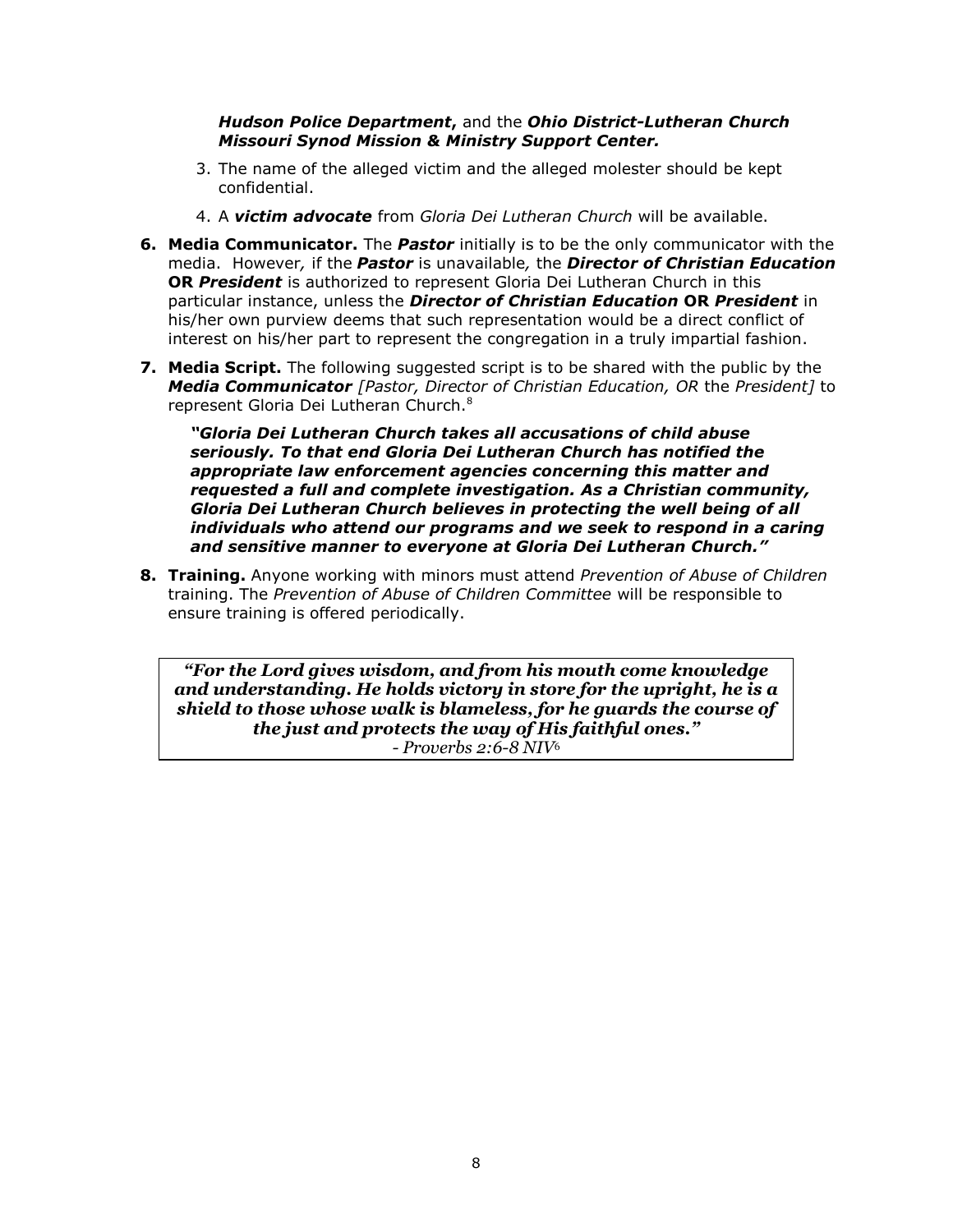***Hudson Police Department*****,** and the ***Ohio District-Lutheran Church Missouri Synod Mission & Ministry Support Center.***

3. The name of the alleged victim and the alleged molester should be kept confidential.
4. A ***victim advocate*** from *Gloria Dei Lutheran Church* will be available.

**6. Media Communicator.** The ***Pastor*** initially is to be the only communicator with the media. However*,* if the ***Pastor*** is unavailable*,* the ***Director of Christian Education*** **OR** ***President*** is authorized to represent Gloria Dei Lutheran Church in this particular instance, unless the ***Director of Christian Education*** **OR** ***President*** in his/her own purview deems that such representation would be a direct conflict of interest on his/her part to represent the congregation in a truly impartial fashion.

**7. Media Script.** The following suggested script is to be shared with the public by the ***Media Communicator*** *[Pastor, Director of Christian Education, OR* the *President]* to represent Gloria Dei Lutheran Church.[8]

> ***"Gloria Dei Lutheran Church takes all accusations of child abuse seriously. To that end Gloria Dei Lutheran Church has notified the appropriate law enforcement agencies concerning this matter and requested a full and complete investigation. As a Christian community, Gloria Dei Lutheran Church believes in protecting the well being of all individuals who attend our programs and we seek to respond in a caring and sensitive manner to everyone at Gloria Dei Lutheran Church."***

**8. Training.** Anyone working with minors must attend *Prevention of Abuse of Children* training. The *Prevention of Abuse of Children Committee* will be responsible to ensure training is offered periodically.

> ***"For the Lord gives wisdom, and from his mouth come knowledge and understanding. He holds victory in store for the upright, he is a shield to those whose walk is blameless, for he guards the course of the just and protects the way of His faithful ones."***
> *- Proverbs 2:6-8 NIV*[6]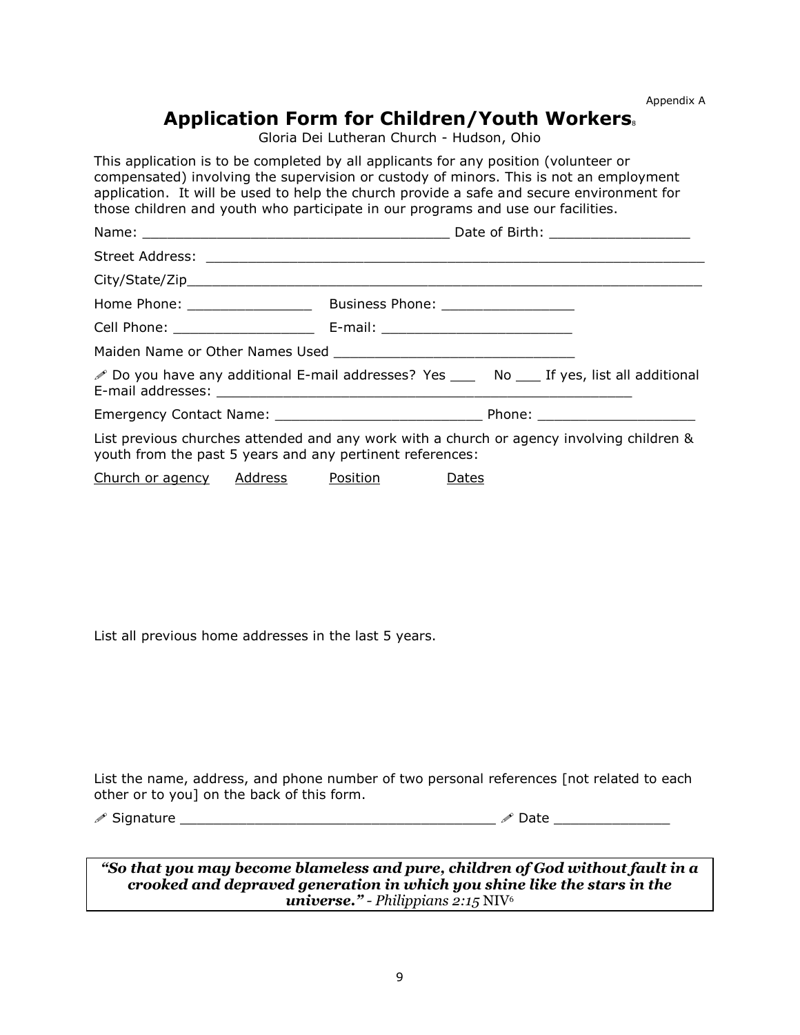Appendix A

# Application Form for Children/Youth Workers[8]

Gloria Dei Lutheran Church - Hudson, Ohio

This application is to be completed by all applicants for any position (volunteer or compensated) involving the supervision or custody of minors. This is not an employment application. It will be used to help the church provide a safe and secure environment for those children and youth who participate in our programs and use our facilities.

Name: _____________________________________ Date of Birth: _________________

Street Address: _____________________________________________________________

City/State/Zip_______________________________________________________________

Home Phone: _______________ Business Phone: ________________

Cell Phone: _________________ E-mail: _______________________

Maiden Name or Other Names Used _____________________________

✐ Do you have any additional E-mail addresses? Yes ___ No ___ If yes, list all additional E-mail addresses: ___________________________________________________

Emergency Contact Name: _________________________ Phone: ___________________

List previous churches attended and any work with a church or agency involving children & youth from the past 5 years and any pertinent references:

| Church or agency | Address | Position | Dates |
|---|---|---|---|

List all previous home addresses in the last 5 years.

List the name, address, and phone number of two personal references [not related to each other or to you] on the back of this form.

✐ Signature _____________________________________ ✐ Date ______________

***"So that you may become blameless and pure, children of God without fault in a crooked and depraved generation in which you shine like the stars in the universe."*** *- Philippians 2:15* NIV[6]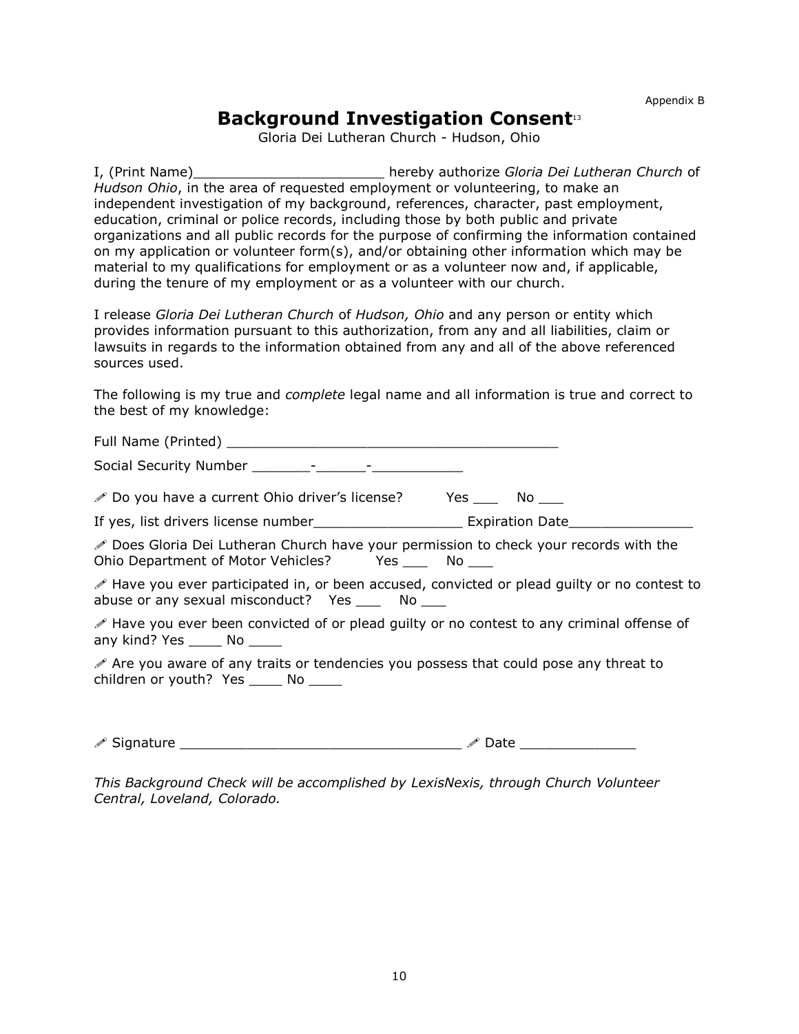Appendix B

# Background Investigation Consent[13]

Gloria Dei Lutheran Church - Hudson, Ohio

I, (Print Name)_______________________ hereby authorize *Gloria Dei Lutheran Church* of *Hudson Ohio*, in the area of requested employment or volunteering, to make an independent investigation of my background, references, character, past employment, education, criminal or police records, including those by both public and private organizations and all public records for the purpose of confirming the information contained on my application or volunteer form(s), and/or obtaining other information which may be material to my qualifications for employment or as a volunteer now and, if applicable, during the tenure of my employment or as a volunteer with our church.

I release *Gloria Dei Lutheran Church* of *Hudson, Ohio* and any person or entity which provides information pursuant to this authorization, from any and all liabilities, claim or lawsuits in regards to the information obtained from any and all of the above referenced sources used.

The following is my true and *complete* legal name and all information is true and correct to the best of my knowledge:

Full Name (Printed) ________________________________________

Social Security Number _______-______-___________

✐ Do you have a current Ohio driver's license? Yes ___ No ___

If yes, list drivers license number__________________ Expiration Date_______________

✐ Does Gloria Dei Lutheran Church have your permission to check your records with the Ohio Department of Motor Vehicles? Yes ___ No ___

✐ Have you ever participated in, or been accused, convicted or plead guilty or no contest to abuse or any sexual misconduct? Yes ___ No ___

✐ Have you ever been convicted of or plead guilty or no contest to any criminal offense of any kind? Yes ____ No ____

✐ Are you aware of any traits or tendencies you possess that could pose any threat to children or youth? Yes ____ No ____

✐ Signature _________________________________ ✐ Date ______________

*This Background Check will be accomplished by LexisNexis, through Church Volunteer Central, Loveland, Colorado.*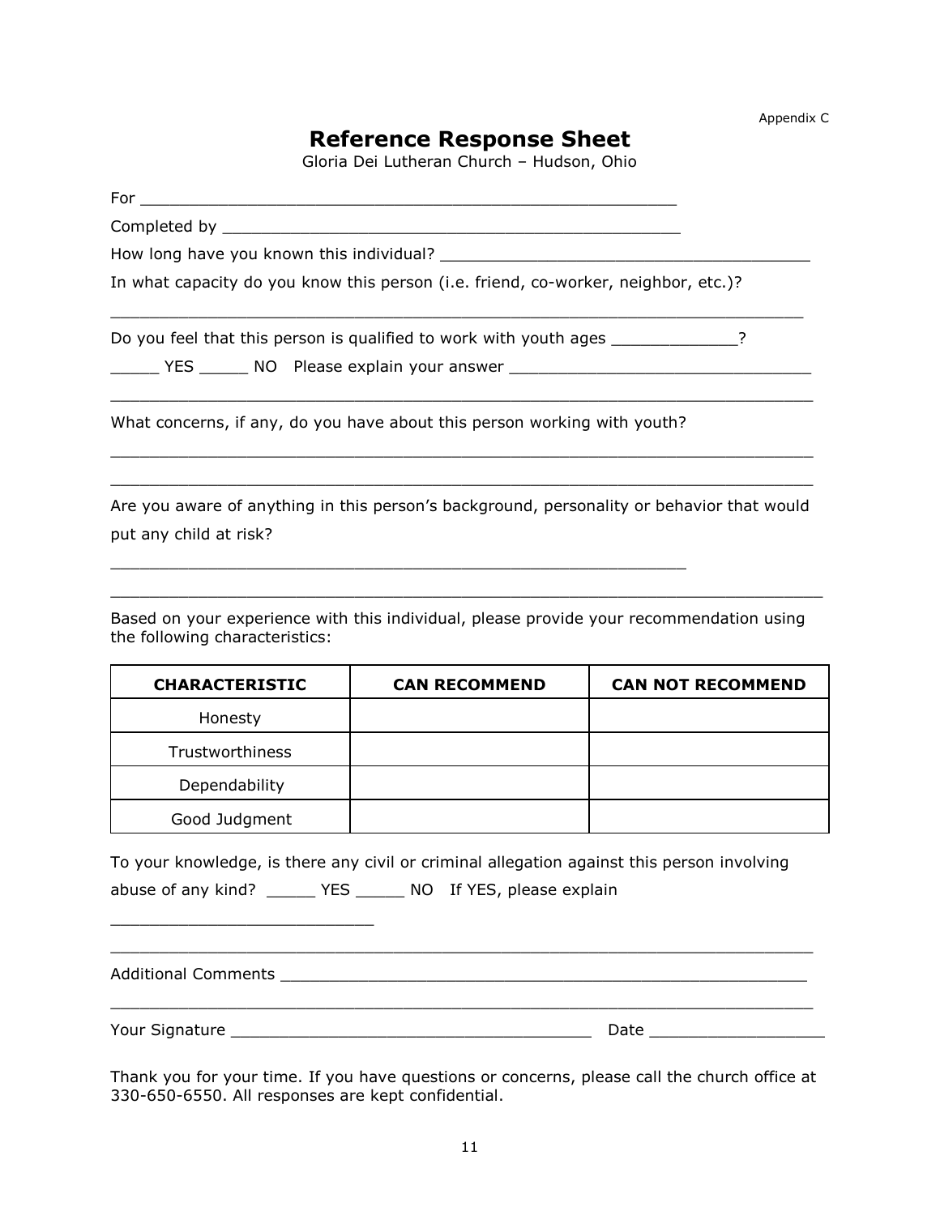Appendix C

# Reference Response Sheet

Gloria Dei Lutheran Church – Hudson, Ohio

For ________________________________________________________

Completed by _______________________________________________

How long have you known this individual? ______________________________________

In what capacity do you know this person (i.e. friend, co-worker, neighbor, etc.)?

___________________________________________________________________________

Do you feel that this person is qualified to work with youth ages _____________?

_____ YES _____ NO Please explain your answer _______________________________

___________________________________________________________________________

What concerns, if any, do you have about this person working with youth?

___________________________________________________________________________

___________________________________________________________________________

Are you aware of anything in this person's background, personality or behavior that would put any child at risk?

_____________________________________________________________

___________________________________________________________________________

Based on your experience with this individual, please provide your recommendation using the following characteristics:

| CHARACTERISTIC | CAN RECOMMEND | CAN NOT RECOMMEND |
| --- | --- | --- |
| Honesty | | |
| Trustworthiness | | |
| Dependability | | |
| Good Judgment | | |

To your knowledge, is there any civil or criminal allegation against this person involving abuse of any kind? _____ YES _____ NO If YES, please explain

____________________________

___________________________________________________________________________

Additional Comments _______________________________________________________

___________________________________________________________________________

Your Signature ______________________________________ Date __________________

Thank you for your time. If you have questions or concerns, please call the church office at 330-650-6550. All responses are kept confidential.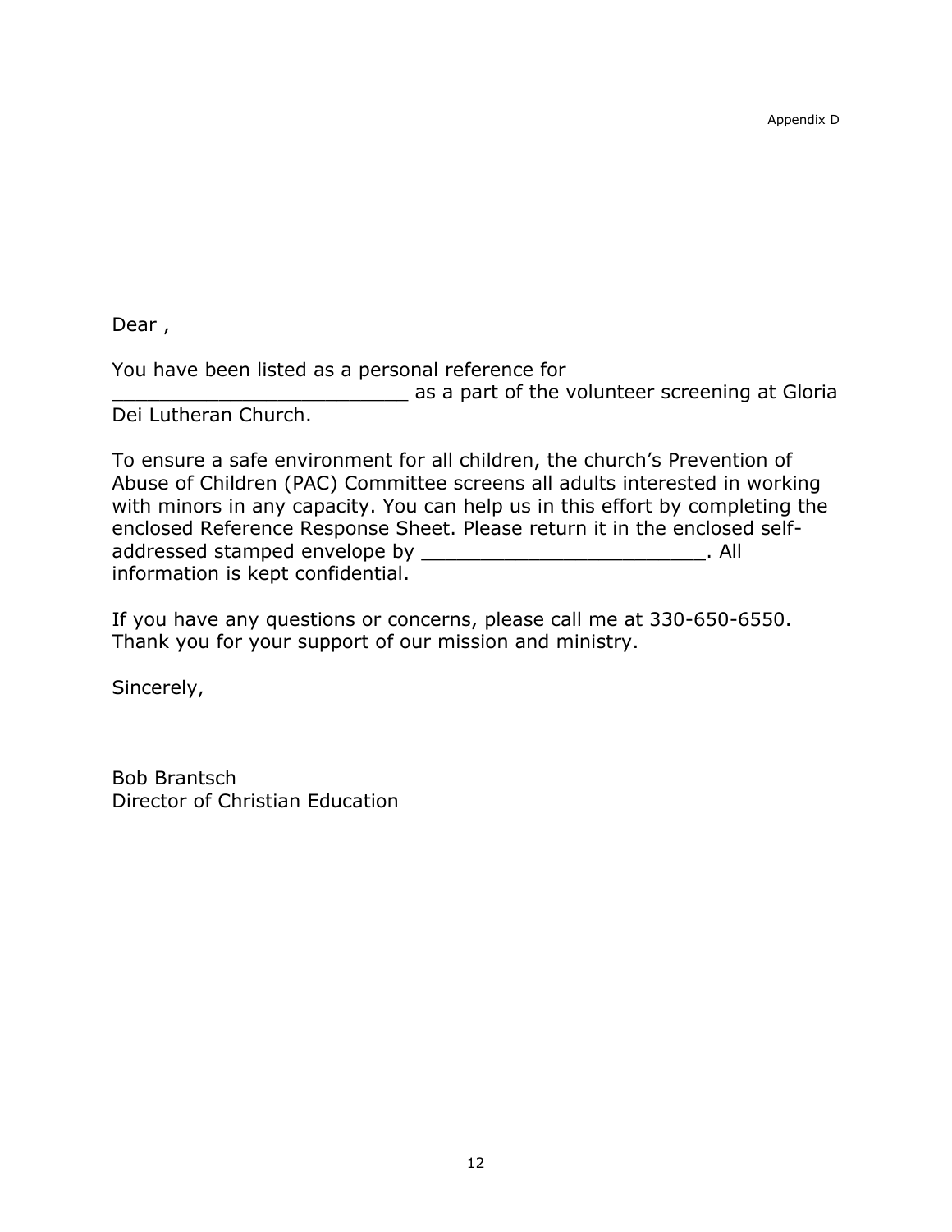Appendix D

Dear ,

You have been listed as a personal reference for _________________________ as a part of the volunteer screening at Gloria Dei Lutheran Church.

To ensure a safe environment for all children, the church's Prevention of Abuse of Children (PAC) Committee screens all adults interested in working with minors in any capacity. You can help us in this effort by completing the enclosed Reference Response Sheet. Please return it in the enclosed self-addressed stamped envelope by ________________________. All information is kept confidential.

If you have any questions or concerns, please call me at 330-650-6550.
Thank you for your support of our mission and ministry.

Sincerely,

Bob Brantsch
Director of Christian Education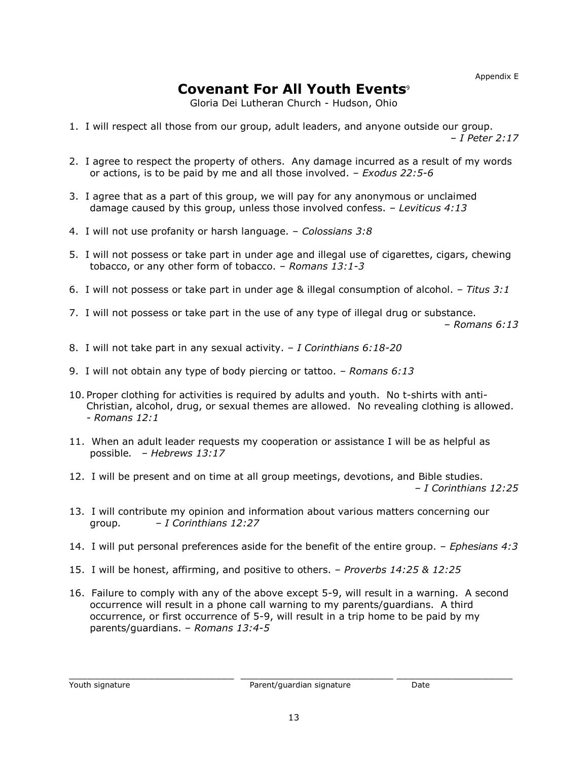Appendix E

# Covenant For All Youth Events[9]

Gloria Dei Lutheran Church - Hudson, Ohio

1. I will respect all those from our group, adult leaders, and anyone outside our group. – *I Peter 2:17*

2. I agree to respect the property of others. Any damage incurred as a result of my words or actions, is to be paid by me and all those involved. – *Exodus 22:5-6*

3. I agree that as a part of this group, we will pay for any anonymous or unclaimed damage caused by this group, unless those involved confess. – *Leviticus 4:13*

4. I will not use profanity or harsh language. – *Colossians 3:8*

5. I will not possess or take part in under age and illegal use of cigarettes, cigars, chewing tobacco, or any other form of tobacco. – *Romans 13:1-3*

6. I will not possess or take part in under age & illegal consumption of alcohol. – *Titus 3:1*

7. I will not possess or take part in the use of any type of illegal drug or substance. – *Romans 6:13*

8. I will not take part in any sexual activity. – *I Corinthians 6:18-20*

9. I will not obtain any type of body piercing or tattoo. – *Romans 6:13*

10. Proper clothing for activities is required by adults and youth. No t-shirts with anti-Christian, alcohol, drug, or sexual themes are allowed. No revealing clothing is allowed. - *Romans 12:1*

11. When an adult leader requests my cooperation or assistance I will be as helpful as possible. – *Hebrews 13:17*

12. I will be present and on time at all group meetings, devotions, and Bible studies. – *I Corinthians 12:25*

13. I will contribute my opinion and information about various matters concerning our group. – *I Corinthians 12:27*

14. I will put personal preferences aside for the benefit of the entire group. – *Ephesians 4:3*

15. I will be honest, affirming, and positive to others. – *Proverbs 14:25 & 12:25*

16. Failure to comply with any of the above except 5-9, will result in a warning. A second occurrence will result in a phone call warning to my parents/guardians. A third occurrence, or first occurrence of 5-9, will result in a trip home to be paid by my parents/guardians. – *Romans 13:4-5*

______________________________ ______________________________ ____________________

Youth signature Parent/guardian signature Date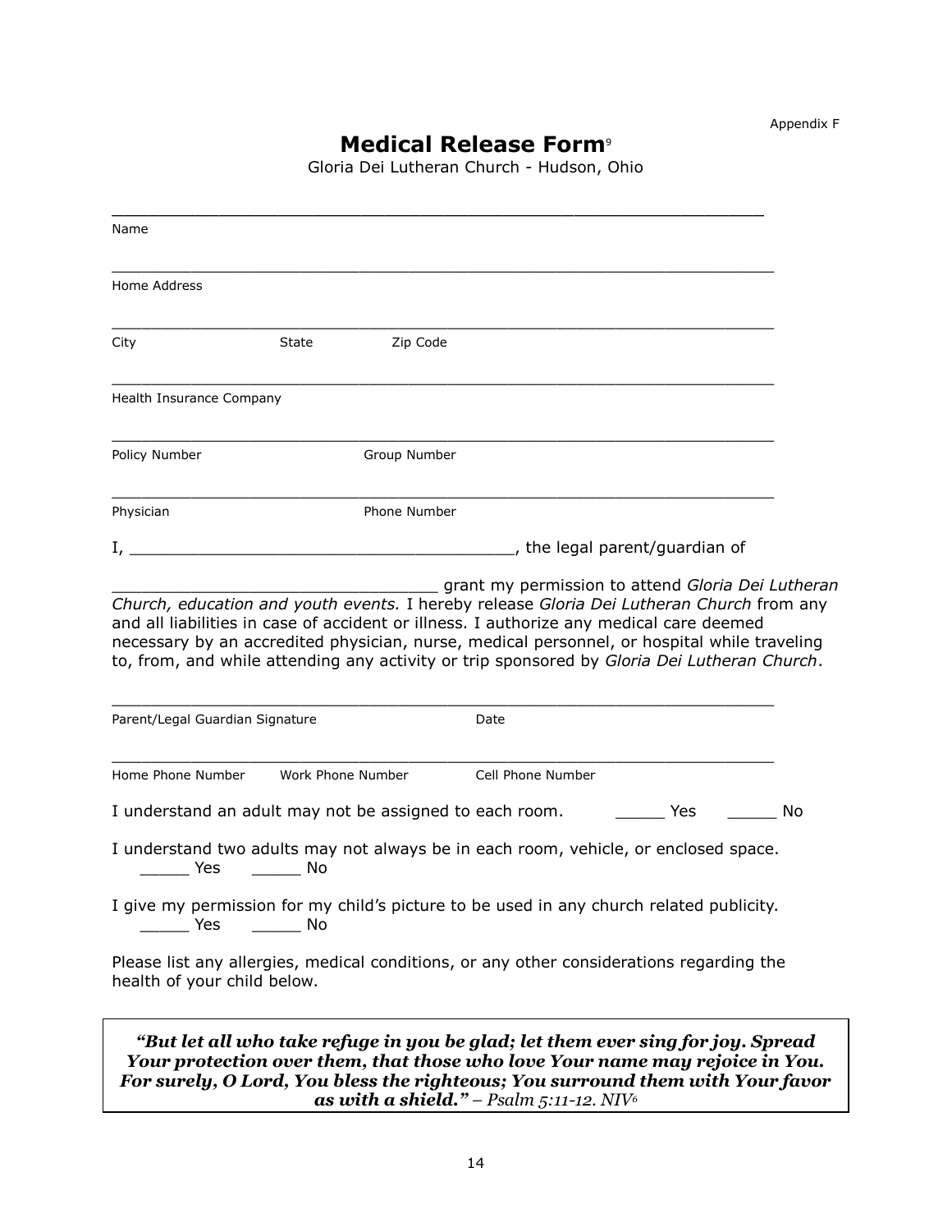Appendix F

# Medical Release Form[9]

Gloria Dei Lutheran Church - Hudson, Ohio

\_\_\_\_\_\_\_\_\_\_\_\_\_\_\_\_\_\_\_\_\_\_\_\_\_\_\_\_\_\_\_\_\_\_\_\_\_\_\_\_\_\_\_\_\_\_\_\_\_\_\_\_\_\_\_\_\_\_\_\_\_\_\_\_

Name

\_\_\_\_\_\_\_\_\_\_\_\_\_\_\_\_\_\_\_\_\_\_\_\_\_\_\_\_\_\_\_\_\_\_\_\_\_\_\_\_\_\_\_\_\_\_\_\_\_\_\_\_\_\_\_\_\_\_\_\_\_\_\_\_

Home Address

\_\_\_\_\_\_\_\_\_\_\_\_\_\_\_\_\_\_\_\_\_\_\_\_\_\_\_\_\_\_\_\_\_\_\_\_\_\_\_\_\_\_\_\_\_\_\_\_\_\_\_\_\_\_\_\_\_\_\_\_\_\_\_\_

City State Zip Code

\_\_\_\_\_\_\_\_\_\_\_\_\_\_\_\_\_\_\_\_\_\_\_\_\_\_\_\_\_\_\_\_\_\_\_\_\_\_\_\_\_\_\_\_\_\_\_\_\_\_\_\_\_\_\_\_\_\_\_\_\_\_\_\_

Health Insurance Company

\_\_\_\_\_\_\_\_\_\_\_\_\_\_\_\_\_\_\_\_\_\_\_\_\_\_\_\_\_\_\_\_\_\_\_\_\_\_\_\_\_\_\_\_\_\_\_\_\_\_\_\_\_\_\_\_\_\_\_\_\_\_\_\_

Policy Number Group Number

\_\_\_\_\_\_\_\_\_\_\_\_\_\_\_\_\_\_\_\_\_\_\_\_\_\_\_\_\_\_\_\_\_\_\_\_\_\_\_\_\_\_\_\_\_\_\_\_\_\_\_\_\_\_\_\_\_\_\_\_\_\_\_\_

Physician Phone Number

I, \_\_\_\_\_\_\_\_\_\_\_\_\_\_\_\_\_\_\_\_\_\_\_\_\_\_\_\_\_\_\_\_\_\_\_\_\_\_\_\_, the legal parent/guardian of

\_\_\_\_\_\_\_\_\_\_\_\_\_\_\_\_\_\_\_\_\_\_\_\_\_\_\_\_\_\_\_\_\_\_ grant my permission to attend *Gloria Dei Lutheran Church, education and youth events.* I hereby release *Gloria Dei Lutheran Church* from any and all liabilities in case of accident or illness. I authorize any medical care deemed necessary by an accredited physician, nurse, medical personnel, or hospital while traveling to, from, and while attending any activity or trip sponsored by *Gloria Dei Lutheran Church*.

\_\_\_\_\_\_\_\_\_\_\_\_\_\_\_\_\_\_\_\_\_\_\_\_\_\_\_\_\_\_\_\_\_\_\_\_\_\_\_\_\_\_\_\_\_\_\_\_\_\_\_\_\_\_\_\_\_\_\_\_\_\_\_\_

Parent/Legal Guardian Signature Date

\_\_\_\_\_\_\_\_\_\_\_\_\_\_\_\_\_\_\_\_\_\_\_\_\_\_\_\_\_\_\_\_\_\_\_\_\_\_\_\_\_\_\_\_\_\_\_\_\_\_\_\_\_\_\_\_\_\_\_\_\_\_\_\_

Home Phone Number Work Phone Number Cell Phone Number

I understand an adult may not be assigned to each room. \_\_\_\_\_ Yes \_\_\_\_\_ No

I understand two adults may not always be in each room, vehicle, or enclosed space. \_\_\_\_\_ Yes \_\_\_\_\_ No

I give my permission for my child's picture to be used in any church related publicity. \_\_\_\_\_ Yes \_\_\_\_\_ No

Please list any allergies, medical conditions, or any other considerations regarding the health of your child below.

***"But let all who take refuge in you be glad; let them ever sing for joy. Spread Your protection over them, that those who love Your name may rejoice in You. For surely, O Lord, You bless the righteous; You surround them with Your favor as with a shield."*** *– Psalm 5:11-12. NIV*[6]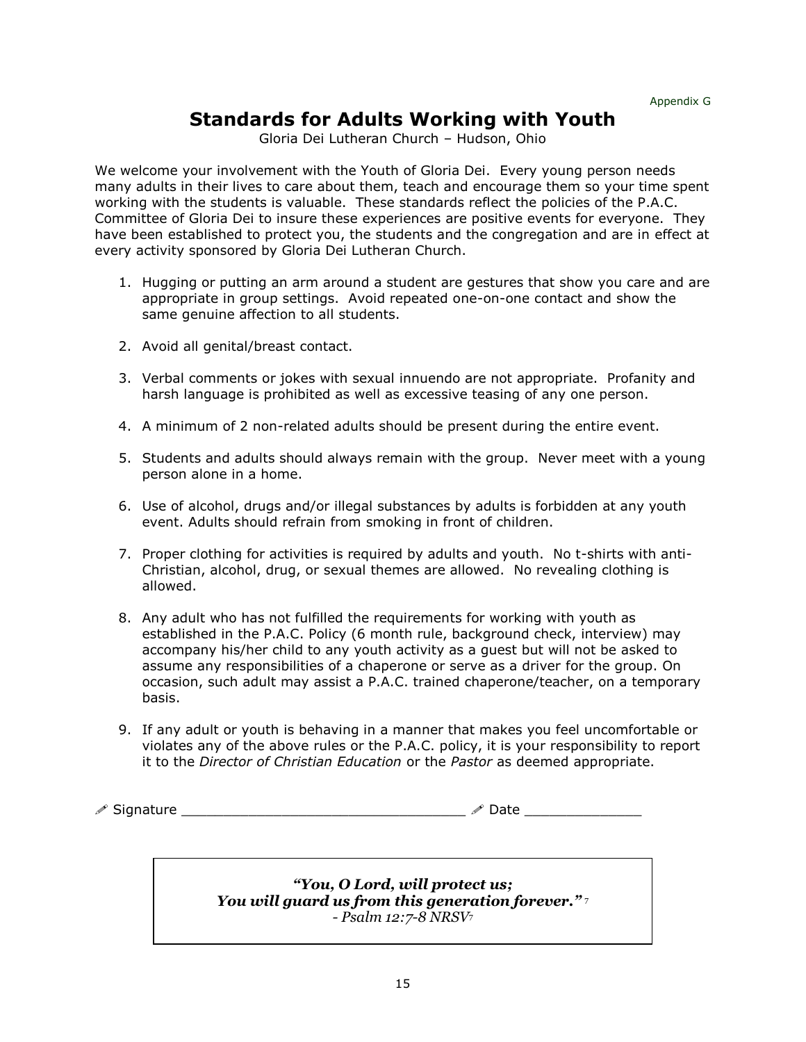Appendix G

# Standards for Adults Working with Youth

Gloria Dei Lutheran Church – Hudson, Ohio

We welcome your involvement with the Youth of Gloria Dei. Every young person needs many adults in their lives to care about them, teach and encourage them so your time spent working with the students is valuable. These standards reflect the policies of the P.A.C. Committee of Gloria Dei to insure these experiences are positive events for everyone. They have been established to protect you, the students and the congregation and are in effect at every activity sponsored by Gloria Dei Lutheran Church.

1. Hugging or putting an arm around a student are gestures that show you care and are appropriate in group settings. Avoid repeated one-on-one contact and show the same genuine affection to all students.

2. Avoid all genital/breast contact.

3. Verbal comments or jokes with sexual innuendo are not appropriate. Profanity and harsh language is prohibited as well as excessive teasing of any one person.

4. A minimum of 2 non-related adults should be present during the entire event.

5. Students and adults should always remain with the group. Never meet with a young person alone in a home.

6. Use of alcohol, drugs and/or illegal substances by adults is forbidden at any youth event. Adults should refrain from smoking in front of children.

7. Proper clothing for activities is required by adults and youth. No t-shirts with anti-Christian, alcohol, drug, or sexual themes are allowed. No revealing clothing is allowed.

8. Any adult who has not fulfilled the requirements for working with youth as established in the P.A.C. Policy (6 month rule, background check, interview) may accompany his/her child to any youth activity as a guest but will not be asked to assume any responsibilities of a chaperone or serve as a driver for the group. On occasion, such adult may assist a P.A.C. trained chaperone/teacher, on a temporary basis.

9. If any adult or youth is behaving in a manner that makes you feel uncomfortable or violates any of the above rules or the P.A.C. policy, it is your responsibility to report it to the *Director of Christian Education* or the *Pastor* as deemed appropriate.

✐ Signature ________________________________ ✐ Date _____________

***"You, O Lord, will protect us;***
***You will guard us from this generation forever."*** [7]
*- Psalm 12:7-8 NRSV*[7]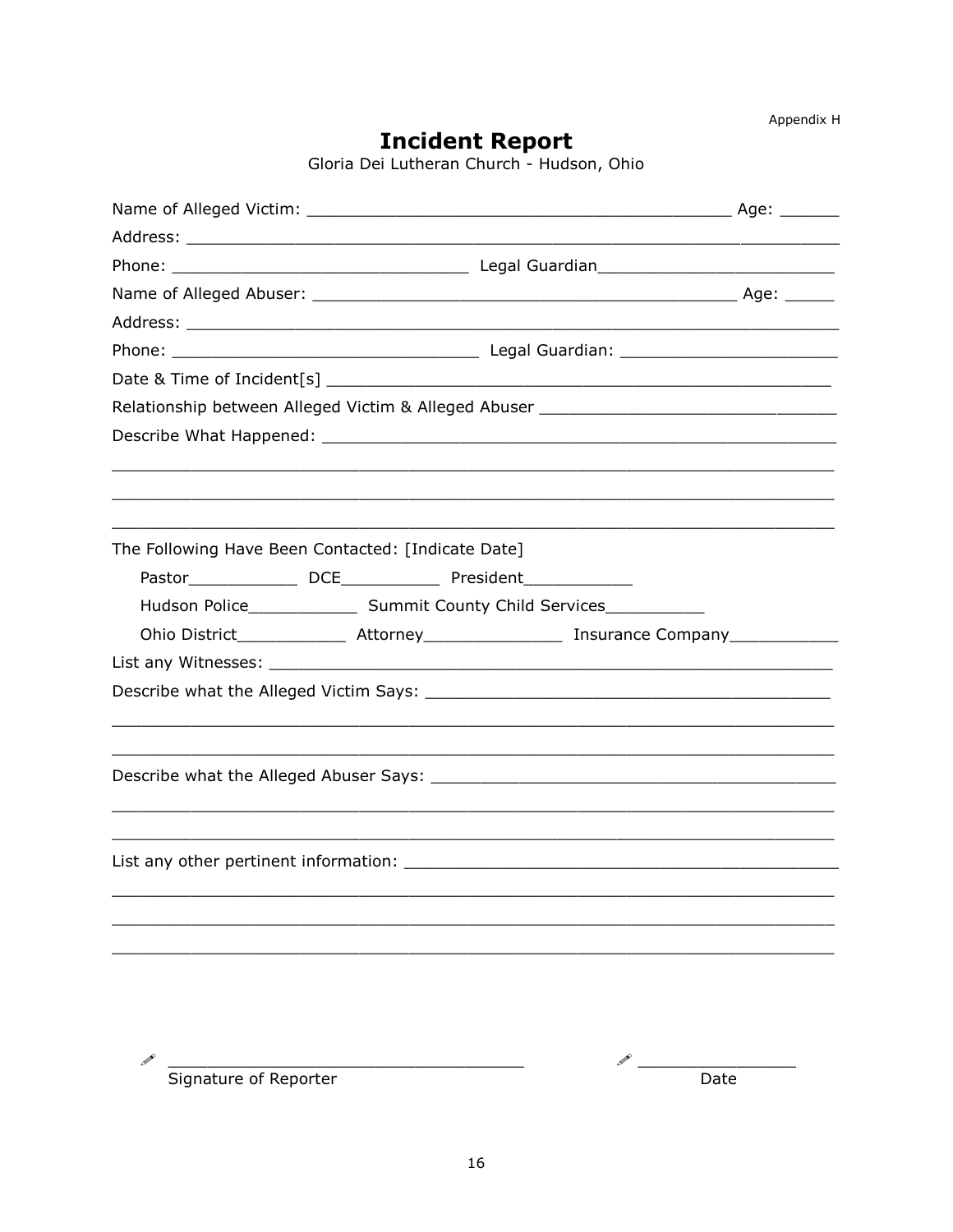Appendix H

# Incident Report

Gloria Dei Lutheran Church - Hudson, Ohio

Name of Alleged Victim: ________________________________________ Age: ______

Address: ____________________________________________________________

Phone: ___________________________ Legal Guardian______________________

Name of Alleged Abuser: ________________________________________ Age: _____

Address: ____________________________________________________________

Phone: ____________________________ Legal Guardian: _____________________

Date & Time of Incident[s] _____________________________________________

Relationship between Alleged Victim & Alleged Abuser ___________________________

Describe What Happened: ______________________________________________

____________________________________________________________________

____________________________________________________________________

____________________________________________________________________

The Following Have Been Contacted: [Indicate Date]

Pastor___________ DCE__________ President___________

Hudson Police___________ Summit County Child Services__________

Ohio District___________ Attorney______________ Insurance Company___________

List any Witnesses: _____________________________________________________

Describe what the Alleged Victim Says: _____________________________________

____________________________________________________________________

____________________________________________________________________

Describe what the Alleged Abuser Says: ____________________________________

____________________________________________________________________

____________________________________________________________________

List any other pertinent information: ______________________________________

____________________________________________________________________

____________________________________________________________________

____________________________________________________________________

___________________________________ Signature of Reporter

_______________ Date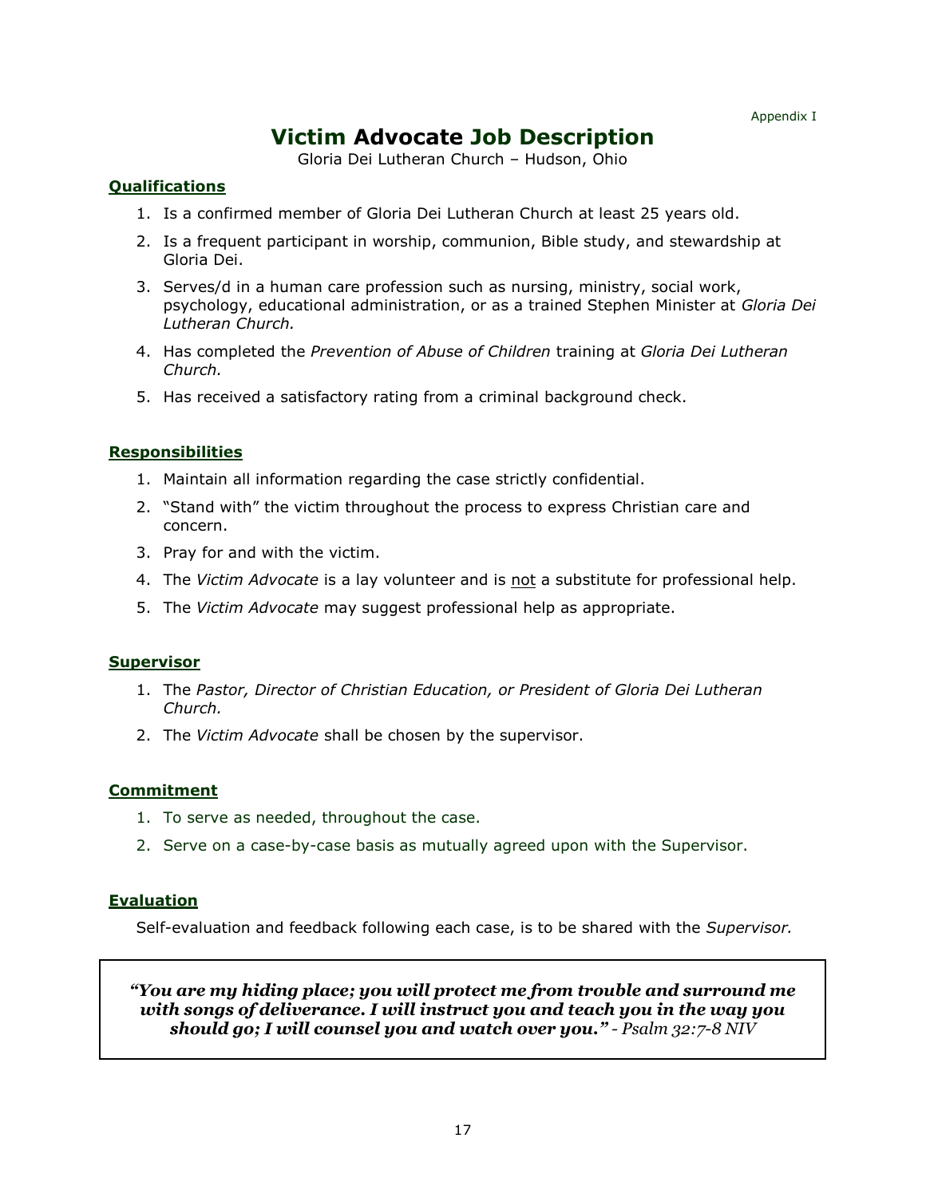Appendix I

# Victim Advocate Job Description

Gloria Dei Lutheran Church – Hudson, Ohio

## Qualifications

1. Is a confirmed member of Gloria Dei Lutheran Church at least 25 years old.
2. Is a frequent participant in worship, communion, Bible study, and stewardship at Gloria Dei.
3. Serves/d in a human care profession such as nursing, ministry, social work, psychology, educational administration, or as a trained Stephen Minister at *Gloria Dei Lutheran Church.*
4. Has completed the *Prevention of Abuse of Children* training at *Gloria Dei Lutheran Church.*
5. Has received a satisfactory rating from a criminal background check.

## Responsibilities

1. Maintain all information regarding the case strictly confidential.
2. "Stand with" the victim throughout the process to express Christian care and concern.
3. Pray for and with the victim.
4. The *Victim Advocate* is a lay volunteer and is <u>not</u> a substitute for professional help.
5. The *Victim Advocate* may suggest professional help as appropriate.

## Supervisor

1. The *Pastor, Director of Christian Education, or President of Gloria Dei Lutheran Church.*
2. The *Victim Advocate* shall be chosen by the supervisor.

## Commitment

1. To serve as needed, throughout the case.
2. Serve on a case-by-case basis as mutually agreed upon with the Supervisor.

## Evaluation

Self-evaluation and feedback following each case, is to be shared with the *Supervisor.*

> ***"You are my hiding place; you will protect me from trouble and surround me with songs of deliverance. I will instruct you and teach you in the way you should go; I will counsel you and watch over you."*** *- Psalm 32:7-8 NIV*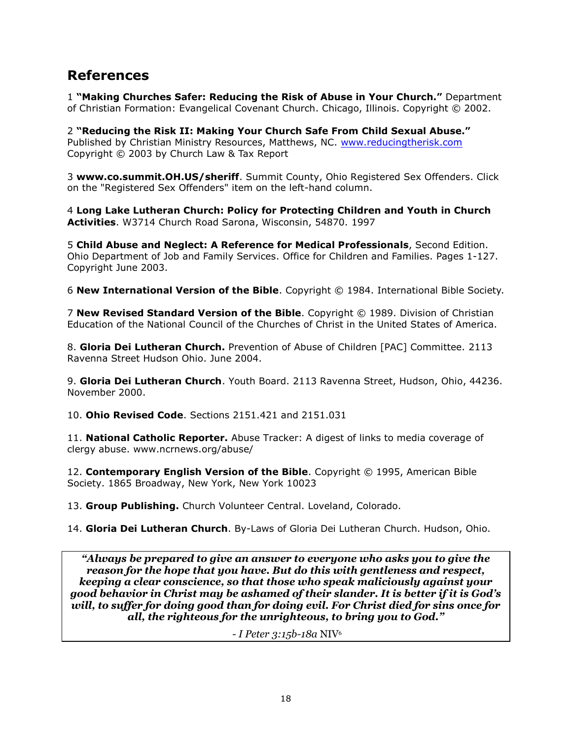## References

1 **"Making Churches Safer: Reducing the Risk of Abuse in Your Church."** Department of Christian Formation: Evangelical Covenant Church. Chicago, Illinois. Copyright © 2002.

2 **"Reducing the Risk II: Making Your Church Safe From Child Sexual Abuse."** Published by Christian Ministry Resources, Matthews, NC. www.reducingtherisk.com Copyright © 2003 by Church Law & Tax Report

3 **www.co.summit.OH.US/sheriff**. Summit County, Ohio Registered Sex Offenders. Click on the "Registered Sex Offenders" item on the left-hand column.

4 **Long Lake Lutheran Church: Policy for Protecting Children and Youth in Church Activities**. W3714 Church Road Sarona, Wisconsin, 54870. 1997

5 **Child Abuse and Neglect: A Reference for Medical Professionals**, Second Edition. Ohio Department of Job and Family Services. Office for Children and Families. Pages 1-127. Copyright June 2003.

6 **New International Version of the Bible**. Copyright © 1984. International Bible Society.

7 **New Revised Standard Version of the Bible**. Copyright © 1989. Division of Christian Education of the National Council of the Churches of Christ in the United States of America.

8. **Gloria Dei Lutheran Church.** Prevention of Abuse of Children [PAC] Committee. 2113 Ravenna Street Hudson Ohio. June 2004.

9. **Gloria Dei Lutheran Church**. Youth Board. 2113 Ravenna Street, Hudson, Ohio, 44236. November 2000.

10. **Ohio Revised Code**. Sections 2151.421 and 2151.031

11. **National Catholic Reporter.** Abuse Tracker: A digest of links to media coverage of clergy abuse. www.ncrnews.org/abuse/

12. **Contemporary English Version of the Bible**. Copyright © 1995, American Bible Society. 1865 Broadway, New York, New York 10023

13. **Group Publishing.** Church Volunteer Central. Loveland, Colorado.

14. **Gloria Dei Lutheran Church**. By-Laws of Gloria Dei Lutheran Church. Hudson, Ohio.

***"Always be prepared to give an answer to everyone who asks you to give the reason for the hope that you have. But do this with gentleness and respect, keeping a clear conscience, so that those who speak maliciously against your good behavior in Christ may be ashamed of their slander. It is better if it is God's will, to suffer for doing good than for doing evil. For Christ died for sins once for all, the righteous for the unrighteous, to bring you to God."***

*- I Peter 3:15b-18a* NIV[6]